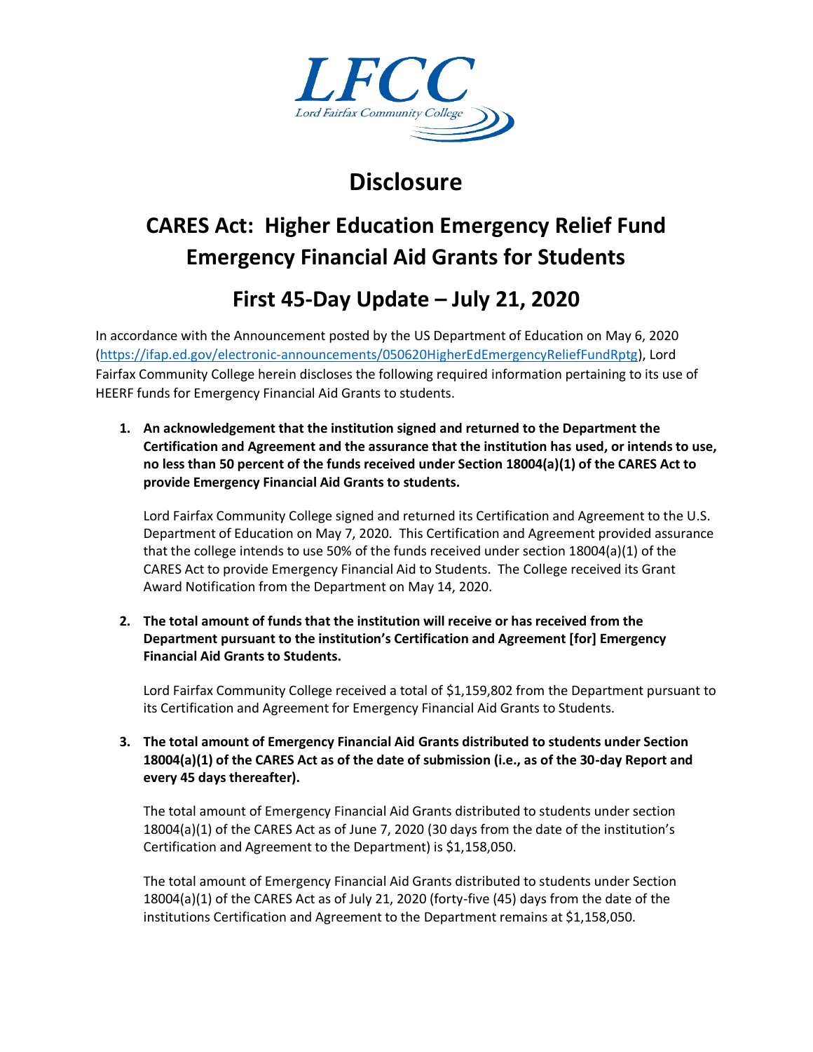LFCC

Lord Fairfax Community College

# Disclosure

## CARES Act: Higher Education Emergency Relief Fund Emergency Financial Aid Grants for Students

## First 45-Day Update – July 21, 2020

In accordance with the Announcement posted by the US Department of Education on May 6, 2020 (https://ifap.ed.gov/electronic-announcements/050620HigherEdEmergencyReliefFundRptg), Lord Fairfax Community College herein discloses the following required information pertaining to its use of HEERF funds for Emergency Financial Aid Grants to students.

1. **An acknowledgement that the institution signed and returned to the Department the Certification and Agreement and the assurance that the institution has used, or intends to use, no less than 50 percent of the funds received under Section 18004(a)(1) of the CARES Act to provide Emergency Financial Aid Grants to students.**

   Lord Fairfax Community College signed and returned its Certification and Agreement to the U.S. Department of Education on May 7, 2020. This Certification and Agreement provided assurance that the college intends to use 50% of the funds received under section 18004(a)(1) of the CARES Act to provide Emergency Financial Aid to Students. The College received its Grant Award Notification from the Department on May 14, 2020.

2. **The total amount of funds that the institution will receive or has received from the Department pursuant to the institution's Certification and Agreement [for] Emergency Financial Aid Grants to Students.**

   Lord Fairfax Community College received a total of $1,159,802 from the Department pursuant to its Certification and Agreement for Emergency Financial Aid Grants to Students.

3. **The total amount of Emergency Financial Aid Grants distributed to students under Section 18004(a)(1) of the CARES Act as of the date of submission (i.e., as of the 30-day Report and every 45 days thereafter).**

   The total amount of Emergency Financial Aid Grants distributed to students under section 18004(a)(1) of the CARES Act as of June 7, 2020 (30 days from the date of the institution's Certification and Agreement to the Department) is $1,158,050.

   The total amount of Emergency Financial Aid Grants distributed to students under Section 18004(a)(1) of the CARES Act as of July 21, 2020 (forty-five (45) days from the date of the institutions Certification and Agreement to the Department remains at $1,158,050.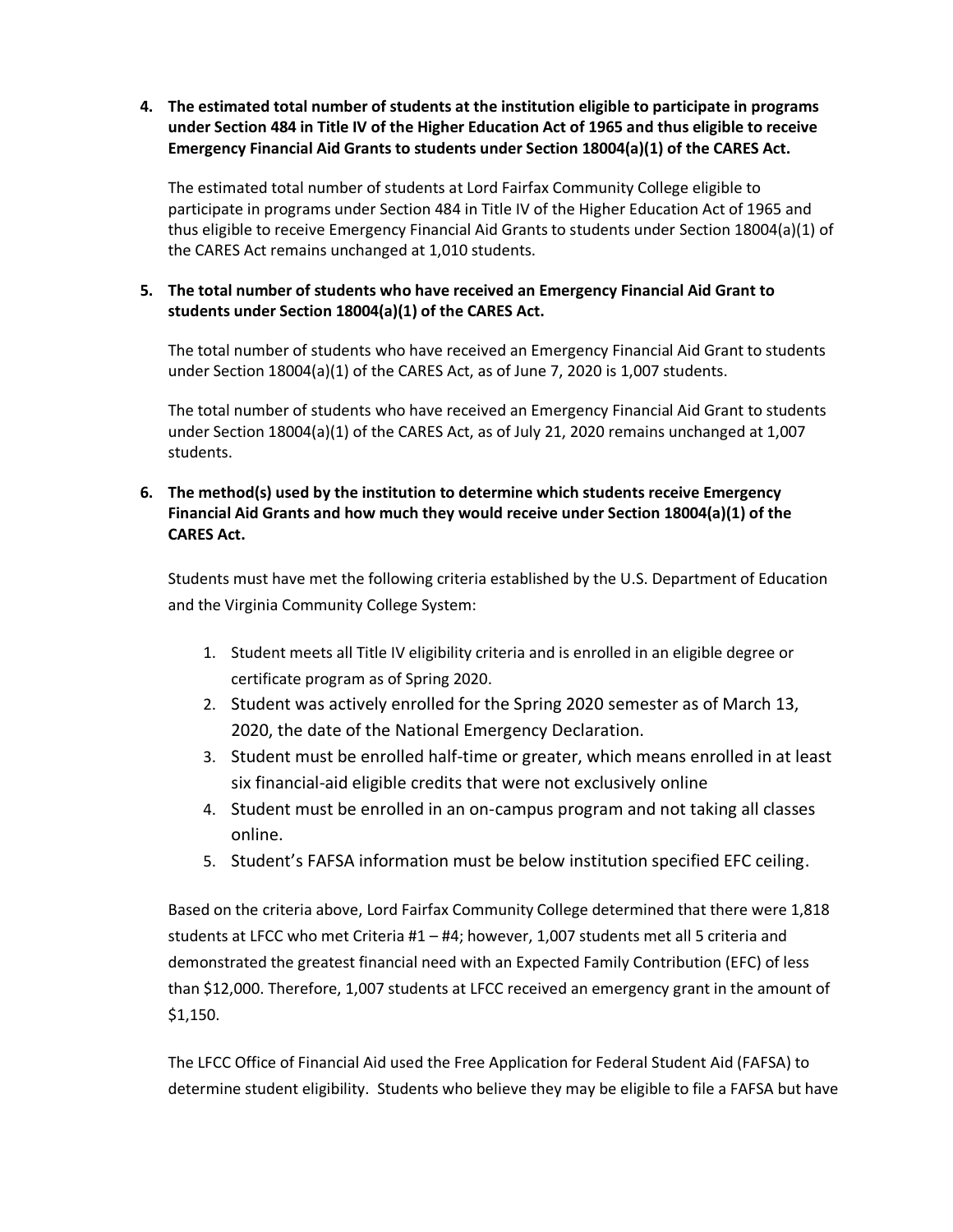**4. The estimated total number of students at the institution eligible to participate in programs under Section 484 in Title IV of the Higher Education Act of 1965 and thus eligible to receive Emergency Financial Aid Grants to students under Section 18004(a)(1) of the CARES Act.**

The estimated total number of students at Lord Fairfax Community College eligible to participate in programs under Section 484 in Title IV of the Higher Education Act of 1965 and thus eligible to receive Emergency Financial Aid Grants to students under Section 18004(a)(1) of the CARES Act remains unchanged at 1,010 students.

**5. The total number of students who have received an Emergency Financial Aid Grant to students under Section 18004(a)(1) of the CARES Act.**

The total number of students who have received an Emergency Financial Aid Grant to students under Section 18004(a)(1) of the CARES Act, as of June 7, 2020 is 1,007 students.

The total number of students who have received an Emergency Financial Aid Grant to students under Section 18004(a)(1) of the CARES Act, as of July 21, 2020 remains unchanged at 1,007 students.

**6. The method(s) used by the institution to determine which students receive Emergency Financial Aid Grants and how much they would receive under Section 18004(a)(1) of the CARES Act.**

Students must have met the following criteria established by the U.S. Department of Education and the Virginia Community College System:

1. Student meets all Title IV eligibility criteria and is enrolled in an eligible degree or certificate program as of Spring 2020.
2. Student was actively enrolled for the Spring 2020 semester as of March 13, 2020, the date of the National Emergency Declaration.
3. Student must be enrolled half-time or greater, which means enrolled in at least six financial-aid eligible credits that were not exclusively online
4. Student must be enrolled in an on-campus program and not taking all classes online.
5. Student's FAFSA information must be below institution specified EFC ceiling.

Based on the criteria above, Lord Fairfax Community College determined that there were 1,818 students at LFCC who met Criteria #1 – #4; however, 1,007 students met all 5 criteria and demonstrated the greatest financial need with an Expected Family Contribution (EFC) of less than $12,000. Therefore, 1,007 students at LFCC received an emergency grant in the amount of $1,150.

The LFCC Office of Financial Aid used the Free Application for Federal Student Aid (FAFSA) to determine student eligibility. Students who believe they may be eligible to file a FAFSA but have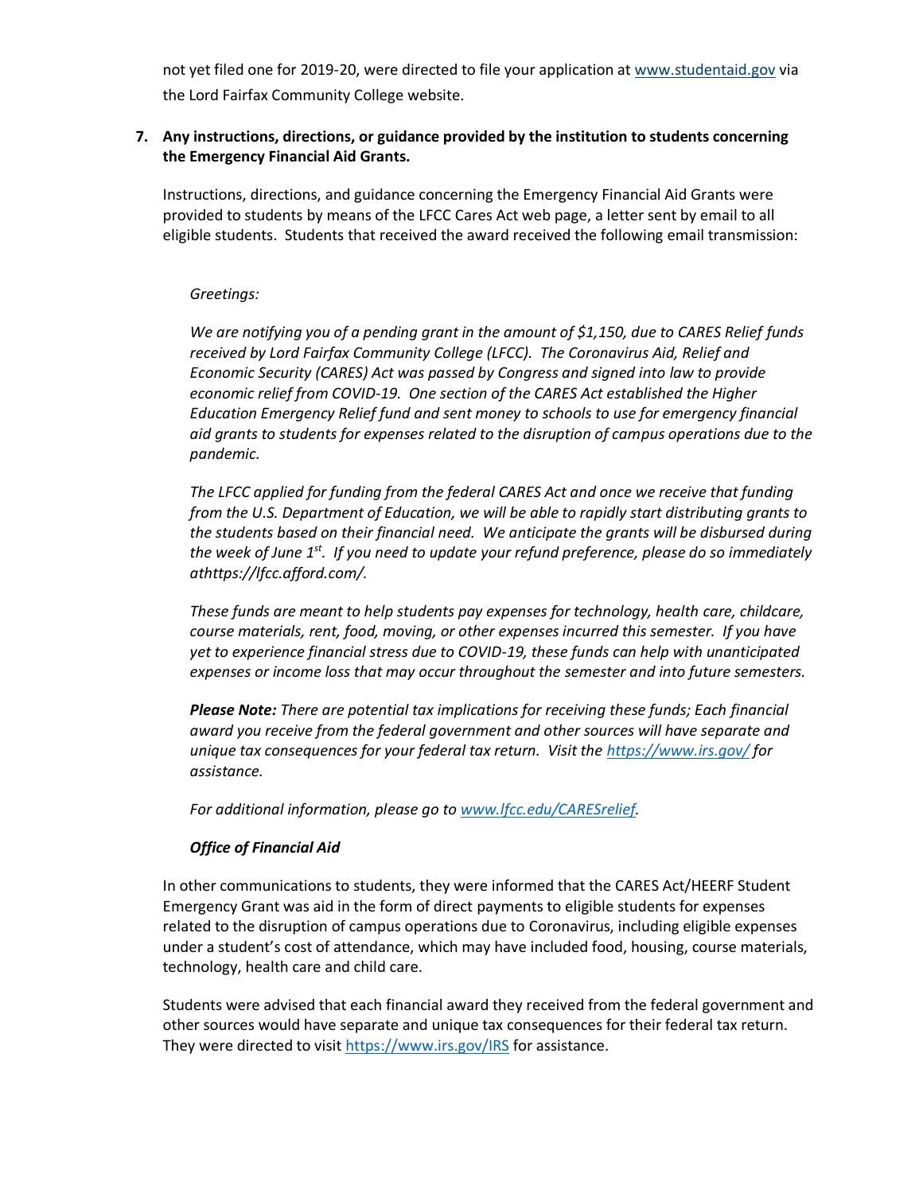not yet filed one for 2019-20, were directed to file your application at www.studentaid.gov via the Lord Fairfax Community College website.

**7. Any instructions, directions, or guidance provided by the institution to students concerning the Emergency Financial Aid Grants.**

Instructions, directions, and guidance concerning the Emergency Financial Aid Grants were provided to students by means of the LFCC Cares Act web page, a letter sent by email to all eligible students. Students that received the award received the following email transmission:

> *Greetings:*
>
> *We are notifying you of a pending grant in the amount of $1,150, due to CARES Relief funds received by Lord Fairfax Community College (LFCC). The Coronavirus Aid, Relief and Economic Security (CARES) Act was passed by Congress and signed into law to provide economic relief from COVID-19. One section of the CARES Act established the Higher Education Emergency Relief fund and sent money to schools to use for emergency financial aid grants to students for expenses related to the disruption of campus operations due to the pandemic.*
>
> *The LFCC applied for funding from the federal CARES Act and once we receive that funding from the U.S. Department of Education, we will be able to rapidly start distributing grants to the students based on their financial need. We anticipate the grants will be disbursed during the week of June 1st. If you need to update your refund preference, please do so immediately athttps://lfcc.afford.com/.*
>
> *These funds are meant to help students pay expenses for technology, health care, childcare, course materials, rent, food, moving, or other expenses incurred this semester. If you have yet to experience financial stress due to COVID-19, these funds can help with unanticipated expenses or income loss that may occur throughout the semester and into future semesters.*
>
> ***Please Note:*** *There are potential tax implications for receiving these funds; Each financial award you receive from the federal government and other sources will have separate and unique tax consequences for your federal tax return. Visit the https://www.irs.gov/ for assistance.*
>
> *For additional information, please go to www.lfcc.edu/CARESrelief.*
>
> ***Office of Financial Aid***

In other communications to students, they were informed that the CARES Act/HEERF Student Emergency Grant was aid in the form of direct payments to eligible students for expenses related to the disruption of campus operations due to Coronavirus, including eligible expenses under a student's cost of attendance, which may have included food, housing, course materials, technology, health care and child care.

Students were advised that each financial award they received from the federal government and other sources would have separate and unique tax consequences for their federal tax return. They were directed to visit https://www.irs.gov/IRS for assistance.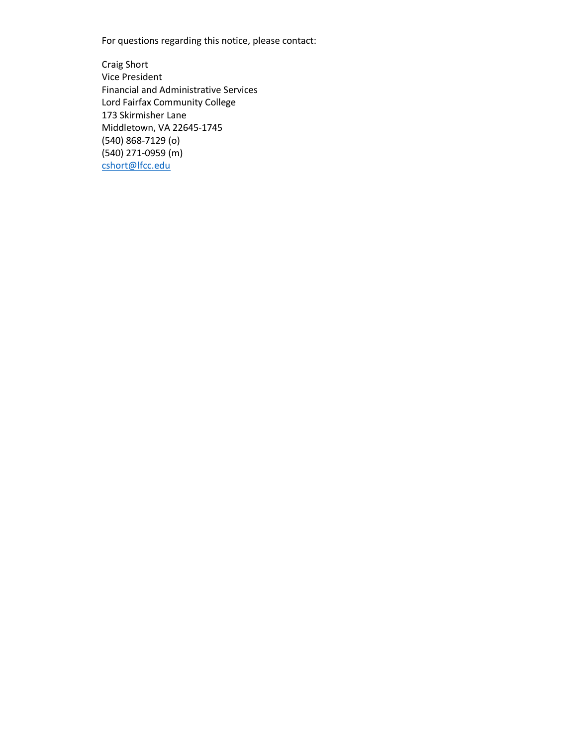For questions regarding this notice, please contact:

Craig Short  
Vice President  
Financial and Administrative Services  
Lord Fairfax Community College  
173 Skirmisher Lane  
Middletown, VA 22645-1745  
(540) 868-7129 (o)  
(540) 271-0959 (m)  
cshort@lfcc.edu